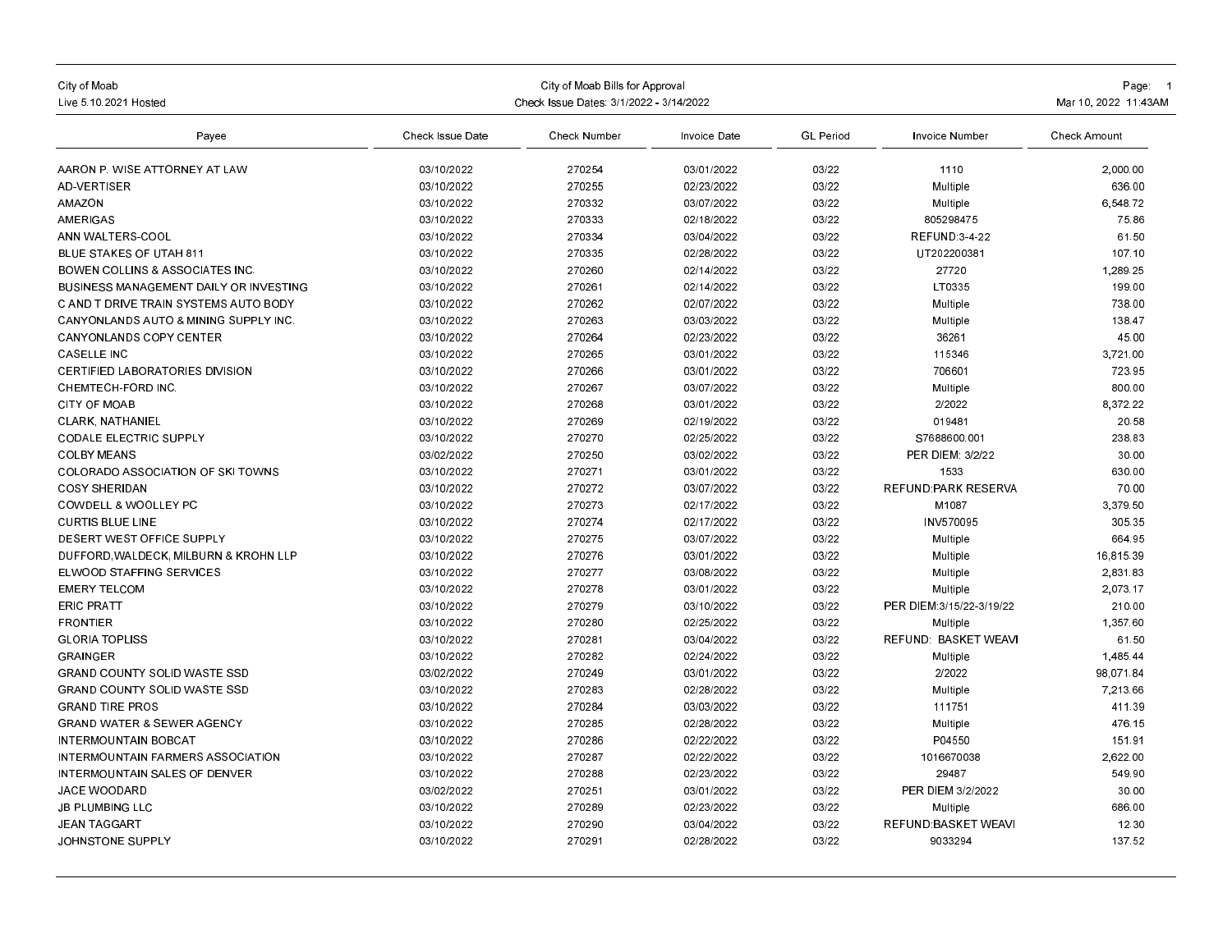City of Moab
Live 5.10.2021 Hosted

# City of Moab Bills for Approval

Check Issue Dates: 3/1/2022 - 3/14/2022

Mar 10, 2022 11:43AM

| Payee | Check Issue Date | Check Number | Invoice Date | GL Period | Invoice Number | Check Amount |
|---|---|---|---|---|---|---|
| AARON P. WISE ATTORNEY AT LAW | 03/10/2022 | 270254 | 03/01/2022 | 03/22 | 1110 | 2,000.00 |
| AD-VERTISER | 03/10/2022 | 270255 | 02/23/2022 | 03/22 | Multiple | 636.00 |
| AMAZON | 03/10/2022 | 270332 | 03/07/2022 | 03/22 | Multiple | 6,548.72 |
| AMERIGAS | 03/10/2022 | 270333 | 02/18/2022 | 03/22 | 805298475 | 75.86 |
| ANN WALTERS-COOL | 03/10/2022 | 270334 | 03/04/2022 | 03/22 | REFUND:3-4-22 | 61.50 |
| BLUE STAKES OF UTAH 811 | 03/10/2022 | 270335 | 02/28/2022 | 03/22 | UT202200381 | 107.10 |
| BOWEN COLLINS & ASSOCIATES INC. | 03/10/2022 | 270260 | 02/14/2022 | 03/22 | 27720 | 1,289.25 |
| BUSINESS MANAGEMENT DAILY OR INVESTING | 03/10/2022 | 270261 | 02/14/2022 | 03/22 | LT0335 | 199.00 |
| C AND T DRIVE TRAIN SYSTEMS AUTO BODY | 03/10/2022 | 270262 | 02/07/2022 | 03/22 | Multiple | 738.00 |
| CANYONLANDS AUTO & MINING SUPPLY INC. | 03/10/2022 | 270263 | 03/03/2022 | 03/22 | Multiple | 138.47 |
| CANYONLANDS COPY CENTER | 03/10/2022 | 270264 | 02/23/2022 | 03/22 | 36261 | 45.00 |
| CASELLE INC | 03/10/2022 | 270265 | 03/01/2022 | 03/22 | 115346 | 3,721.00 |
| CERTIFIED LABORATORIES DIVISION | 03/10/2022 | 270266 | 03/01/2022 | 03/22 | 706601 | 723.95 |
| CHEMTECH-FORD INC. | 03/10/2022 | 270267 | 03/07/2022 | 03/22 | Multiple | 800.00 |
| CITY OF MOAB | 03/10/2022 | 270268 | 03/01/2022 | 03/22 | 2/2022 | 8,372.22 |
| CLARK, NATHANIEL | 03/10/2022 | 270269 | 02/19/2022 | 03/22 | 019481 | 20.58 |
| CODALE ELECTRIC SUPPLY | 03/10/2022 | 270270 | 02/25/2022 | 03/22 | S7688600.001 | 238.83 |
| COLBY MEANS | 03/02/2022 | 270250 | 03/02/2022 | 03/22 | PER DIEM: 3/2/22 | 30.00 |
| COLORADO ASSOCIATION OF SKI TOWNS | 03/10/2022 | 270271 | 03/01/2022 | 03/22 | 1533 | 630.00 |
| COSY SHERIDAN | 03/10/2022 | 270272 | 03/07/2022 | 03/22 | REFUND:PARK RESERVA | 70.00 |
| COWDELL & WOOLLEY PC | 03/10/2022 | 270273 | 02/17/2022 | 03/22 | M1087 | 3,379.50 |
| CURTIS BLUE LINE | 03/10/2022 | 270274 | 02/17/2022 | 03/22 | INV570095 | 305.35 |
| DESERT WEST OFFICE SUPPLY | 03/10/2022 | 270275 | 03/07/2022 | 03/22 | Multiple | 664.95 |
| DUFFORD,WALDECK, MILBURN & KROHN LLP | 03/10/2022 | 270276 | 03/01/2022 | 03/22 | Multiple | 16,815.39 |
| ELWOOD STAFFING SERVICES | 03/10/2022 | 270277 | 03/08/2022 | 03/22 | Multiple | 2,831.83 |
| EMERY TELCOM | 03/10/2022 | 270278 | 03/01/2022 | 03/22 | Multiple | 2,073.17 |
| ERIC PRATT | 03/10/2022 | 270279 | 03/10/2022 | 03/22 | PER DIEM:3/15/22-3/19/22 | 210.00 |
| FRONTIER | 03/10/2022 | 270280 | 02/25/2022 | 03/22 | Multiple | 1,357.60 |
| GLORIA TOPLISS | 03/10/2022 | 270281 | 03/04/2022 | 03/22 | REFUND: BASKET WEAVI | 61.50 |
| GRAINGER | 03/10/2022 | 270282 | 02/24/2022 | 03/22 | Multiple | 1,485.44 |
| GRAND COUNTY SOLID WASTE SSD | 03/02/2022 | 270249 | 03/01/2022 | 03/22 | 2/2022 | 98,071.84 |
| GRAND COUNTY SOLID WASTE SSD | 03/10/2022 | 270283 | 02/28/2022 | 03/22 | Multiple | 7,213.66 |
| GRAND TIRE PROS | 03/10/2022 | 270284 | 03/03/2022 | 03/22 | 111751 | 411.39 |
| GRAND WATER & SEWER AGENCY | 03/10/2022 | 270285 | 02/28/2022 | 03/22 | Multiple | 476.15 |
| INTERMOUNTAIN BOBCAT | 03/10/2022 | 270286 | 02/22/2022 | 03/22 | P04550 | 151.91 |
| INTERMOUNTAIN FARMERS ASSOCIATION | 03/10/2022 | 270287 | 02/22/2022 | 03/22 | 1016670038 | 2,622.00 |
| INTERMOUNTAIN SALES OF DENVER | 03/10/2022 | 270288 | 02/23/2022 | 03/22 | 29487 | 549.90 |
| JACE WOODARD | 03/02/2022 | 270251 | 03/01/2022 | 03/22 | PER DIEM 3/2/2022 | 30.00 |
| JB PLUMBING LLC | 03/10/2022 | 270289 | 02/23/2022 | 03/22 | Multiple | 686.00 |
| JEAN TAGGART | 03/10/2022 | 270290 | 03/04/2022 | 03/22 | REFUND:BASKET WEAVI | 12.30 |
| JOHNSTONE SUPPLY | 03/10/2022 | 270291 | 02/28/2022 | 03/22 | 9033294 | 137.52 |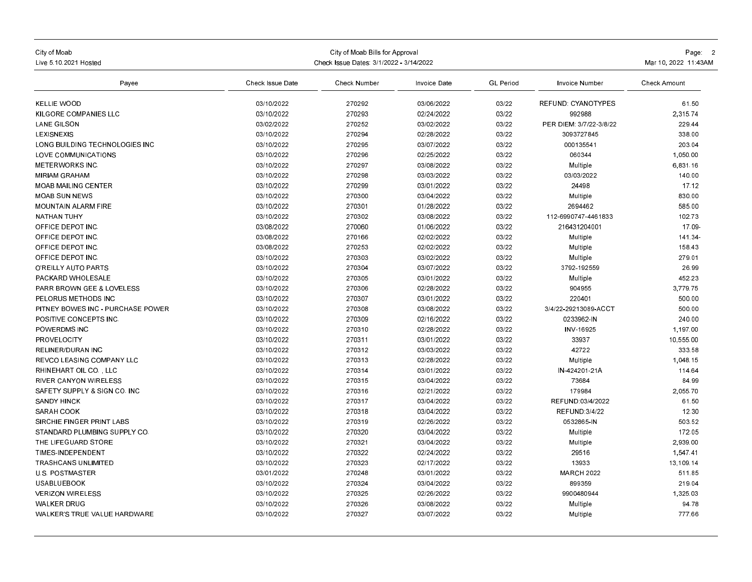| Payee | Check Issue Date | Check Number | Invoice Date | GL Period | Invoice Number | Check Amount |
|---|---|---|---|---|---|---|
| KELLIE WOOD | 03/10/2022 | 270292 | 03/06/2022 | 03/22 | REFUND: CYANOTYPES | 61.50 |
| KILGORE COMPANIES LLC | 03/10/2022 | 270293 | 02/24/2022 | 03/22 | 992988 | 2,315.74 |
| LANE GILSON | 03/02/2022 | 270252 | 03/02/2022 | 03/22 | PER DIEM: 3/7/22-3/8/22 | 229.44 |
| LEXISNEXIS | 03/10/2022 | 270294 | 02/28/2022 | 03/22 | 3093727845 | 338.00 |
| LONG BUILDING TECHNOLOGIES INC | 03/10/2022 | 270295 | 03/07/2022 | 03/22 | 000135541 | 203.04 |
| LOVE COMMUNICATIONS | 03/10/2022 | 270296 | 02/25/2022 | 03/22 | 060344 | 1,050.00 |
| METERWORKS INC. | 03/10/2022 | 270297 | 03/08/2022 | 03/22 | Multiple | 6,831.16 |
| MIRIAM GRAHAM | 03/10/2022 | 270298 | 03/03/2022 | 03/22 | 03/03/2022 | 140.00 |
| MOAB MAILING CENTER | 03/10/2022 | 270299 | 03/01/2022 | 03/22 | 24498 | 17.12 |
| MOAB SUN NEWS | 03/10/2022 | 270300 | 03/04/2022 | 03/22 | Multiple | 830.00 |
| MOUNTAIN ALARM FIRE | 03/10/2022 | 270301 | 01/28/2022 | 03/22 | 2694462 | 585.00 |
| NATHAN TUHY | 03/10/2022 | 270302 | 03/08/2022 | 03/22 | 112-6990747-4461833 | 102.73 |
| OFFICE DEPOT INC. | 03/08/2022 | 270060 | 01/06/2022 | 03/22 | 216431204001 | 17.09- |
| OFFICE DEPOT INC. | 03/08/2022 | 270166 | 02/02/2022 | 03/22 | Multiple | 141.34- |
| OFFICE DEPOT INC. | 03/08/2022 | 270253 | 02/02/2022 | 03/22 | Multiple | 158.43 |
| OFFICE DEPOT INC. | 03/10/2022 | 270303 | 03/02/2022 | 03/22 | Multiple | 279.01 |
| O'REILLY AUTO PARTS | 03/10/2022 | 270304 | 03/07/2022 | 03/22 | 3792-192559 | 26.99 |
| PACKARD WHOLESALE | 03/10/2022 | 270305 | 03/01/2022 | 03/22 | Multiple | 452.23 |
| PARR BROWN GEE & LOVELESS | 03/10/2022 | 270306 | 02/28/2022 | 03/22 | 904955 | 3,779.75 |
| PELORUS METHODS INC | 03/10/2022 | 270307 | 03/01/2022 | 03/22 | 220401 | 500.00 |
| PITNEY BOWES INC - PURCHASE POWER | 03/10/2022 | 270308 | 03/08/2022 | 03/22 | 3/4/22-29213089-ACCT | 500.00 |
| POSITIVE CONCEPTS INC. | 03/10/2022 | 270309 | 02/16/2022 | 03/22 | 0233962-IN | 240.00 |
| POWERDMS INC | 03/10/2022 | 270310 | 02/28/2022 | 03/22 | INV-16925 | 1,197.00 |
| PROVELOCITY | 03/10/2022 | 270311 | 03/01/2022 | 03/22 | 33937 | 10,555.00 |
| RELINER/DURAN INC | 03/10/2022 | 270312 | 03/03/2022 | 03/22 | 42722 | 333.58 |
| REVCO LEASING COMPANY LLC | 03/10/2022 | 270313 | 02/28/2022 | 03/22 | Multiple | 1,048.15 |
| RHINEHART OIL CO. , LLC | 03/10/2022 | 270314 | 03/01/2022 | 03/22 | IN-424201-21A | 114.64 |
| RIVER CANYON WIRELESS | 03/10/2022 | 270315 | 03/04/2022 | 03/22 | 73684 | 84.99 |
| SAFETY SUPPLY & SIGN CO. INC | 03/10/2022 | 270316 | 02/21/2022 | 03/22 | 179984 | 2,055.70 |
| SANDY HINCK | 03/10/2022 | 270317 | 03/04/2022 | 03/22 | REFUND:03/4/2022 | 61.50 |
| SARAH COOK | 03/10/2022 | 270318 | 03/04/2022 | 03/22 | REFUND:3/4/22 | 12.30 |
| SIRCHIE FINGER PRINT LABS | 03/10/2022 | 270319 | 02/26/2022 | 03/22 | 0532865-IN | 503.52 |
| STANDARD PLUMBING SUPPLY CO. | 03/10/2022 | 270320 | 03/04/2022 | 03/22 | Multiple | 172.05 |
| THE LIFEGUARD STORE | 03/10/2022 | 270321 | 03/04/2022 | 03/22 | Multiple | 2,939.00 |
| TIMES-INDEPENDENT | 03/10/2022 | 270322 | 02/24/2022 | 03/22 | 29516 | 1,547.41 |
| TRASHCANS UNLIMITED | 03/10/2022 | 270323 | 02/17/2022 | 03/22 | 13933 | 13,109.14 |
| U.S. POSTMASTER | 03/01/2022 | 270248 | 03/01/2022 | 03/22 | MARCH 2022 | 511.85 |
| USABLUEBOOK | 03/10/2022 | 270324 | 03/04/2022 | 03/22 | 899359 | 219.04 |
| VERIZON WIRELESS | 03/10/2022 | 270325 | 02/26/2022 | 03/22 | 9900480944 | 1,325.03 |
| WALKER DRUG | 03/10/2022 | 270326 | 03/08/2022 | 03/22 | Multiple | 94.78 |
| WALKER'S TRUE VALUE HARDWARE | 03/10/2022 | 270327 | 03/07/2022 | 03/22 | Multiple | 777.66 |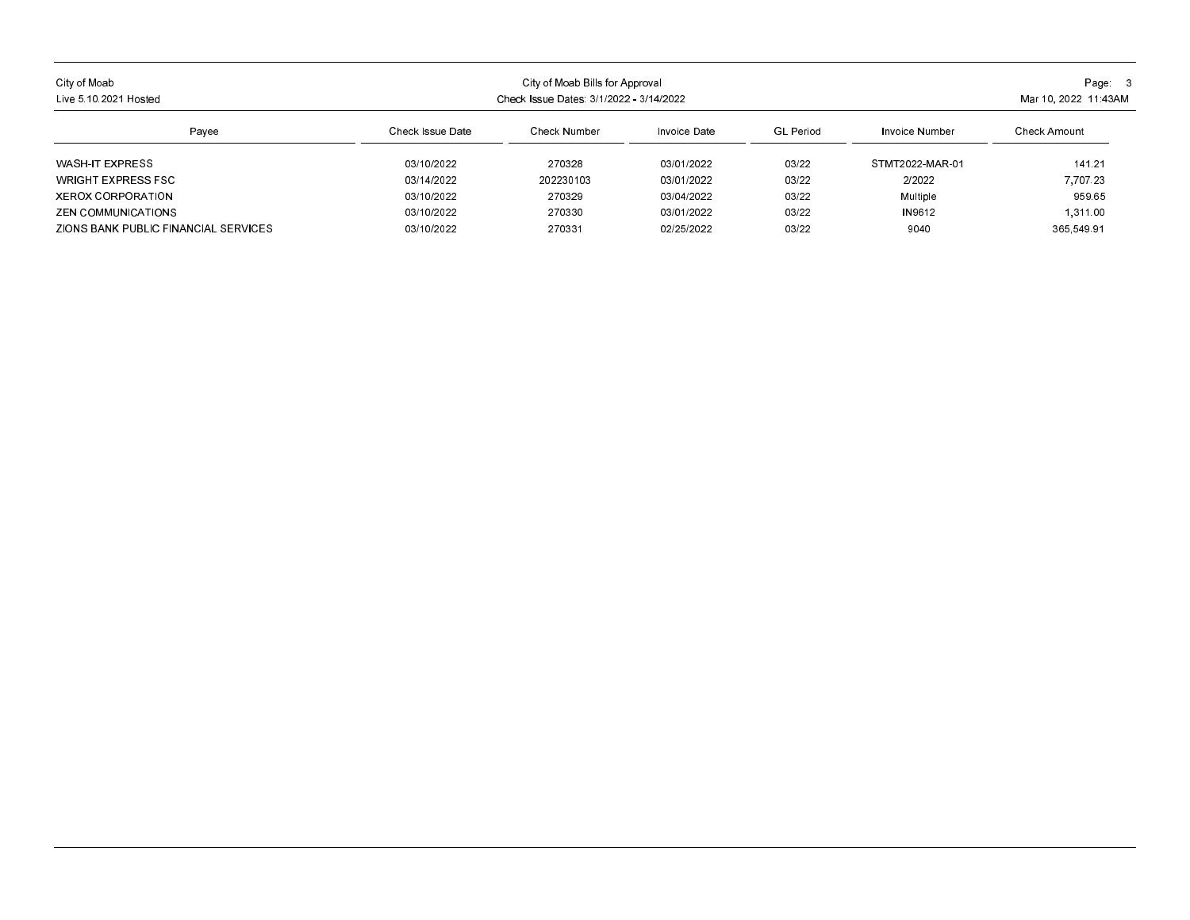| Payee | Check Issue Date | Check Number | Invoice Date | GL Period | Invoice Number | Check Amount |
|---|---|---|---|---|---|---|
| WASH-IT EXPRESS | 03/10/2022 | 270328 | 03/01/2022 | 03/22 | STMT2022-MAR-01 | 141.21 |
| WRIGHT EXPRESS FSC | 03/14/2022 | 202230103 | 03/01/2022 | 03/22 | 2/2022 | 7,707.23 |
| XEROX CORPORATION | 03/10/2022 | 270329 | 03/04/2022 | 03/22 | Multiple | 959.65 |
| ZEN COMMUNICATIONS | 03/10/2022 | 270330 | 03/01/2022 | 03/22 | IN9612 | 1,311.00 |
| ZIONS BANK PUBLIC FINANCIAL SERVICES | 03/10/2022 | 270331 | 02/25/2022 | 03/22 | 9040 | 365,549.91 |